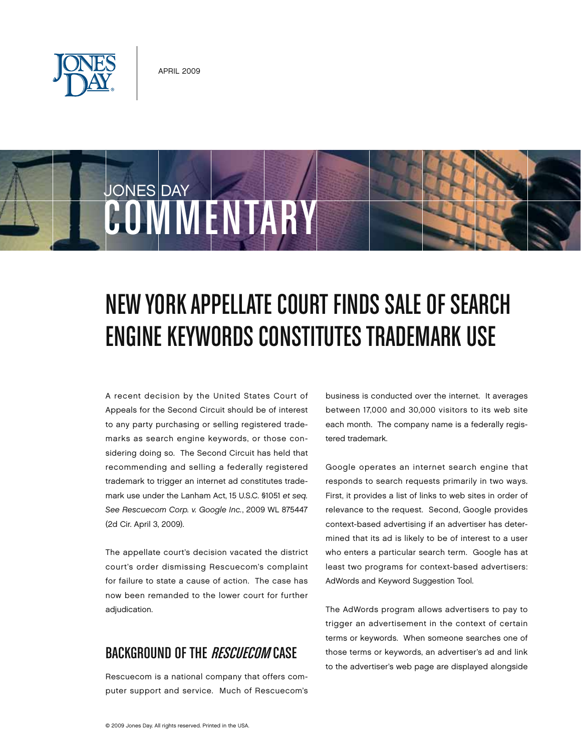APRIL 2009

JONES DAY
# COMMENTARY

# NEW YORK APPELLATE COURT FINDS SALE OF SEARCH ENGINE KEYWORDS CONSTITUTES TRADEMARK USE

A recent decision by the United States Court of Appeals for the Second Circuit should be of interest to any party purchasing or selling registered trademarks as search engine keywords, or those considering doing so. The Second Circuit has held that recommending and selling a federally registered trademark to trigger an internet ad constitutes trademark use under the Lanham Act, 15 U.S.C. §1051 *et seq. See Rescuecom Corp. v. Google Inc.*, 2009 WL 875447 (2d Cir. April 3, 2009).

The appellate court's decision vacated the district court's order dismissing Rescuecom's complaint for failure to state a cause of action. The case has now been remanded to the lower court for further adjudication.

## BACKGROUND OF THE *RESCUECOM* CASE

Rescuecom is a national company that offers computer support and service. Much of Rescuecom's business is conducted over the internet. It averages between 17,000 and 30,000 visitors to its web site each month. The company name is a federally registered trademark.

Google operates an internet search engine that responds to search requests primarily in two ways. First, it provides a list of links to web sites in order of relevance to the request. Second, Google provides context-based advertising if an advertiser has determined that its ad is likely to be of interest to a user who enters a particular search term. Google has at least two programs for context-based advertisers: AdWords and Keyword Suggestion Tool.

The AdWords program allows advertisers to pay to trigger an advertisement in the context of certain terms or keywords. When someone searches one of those terms or keywords, an advertiser's ad and link to the advertiser's web page are displayed alongside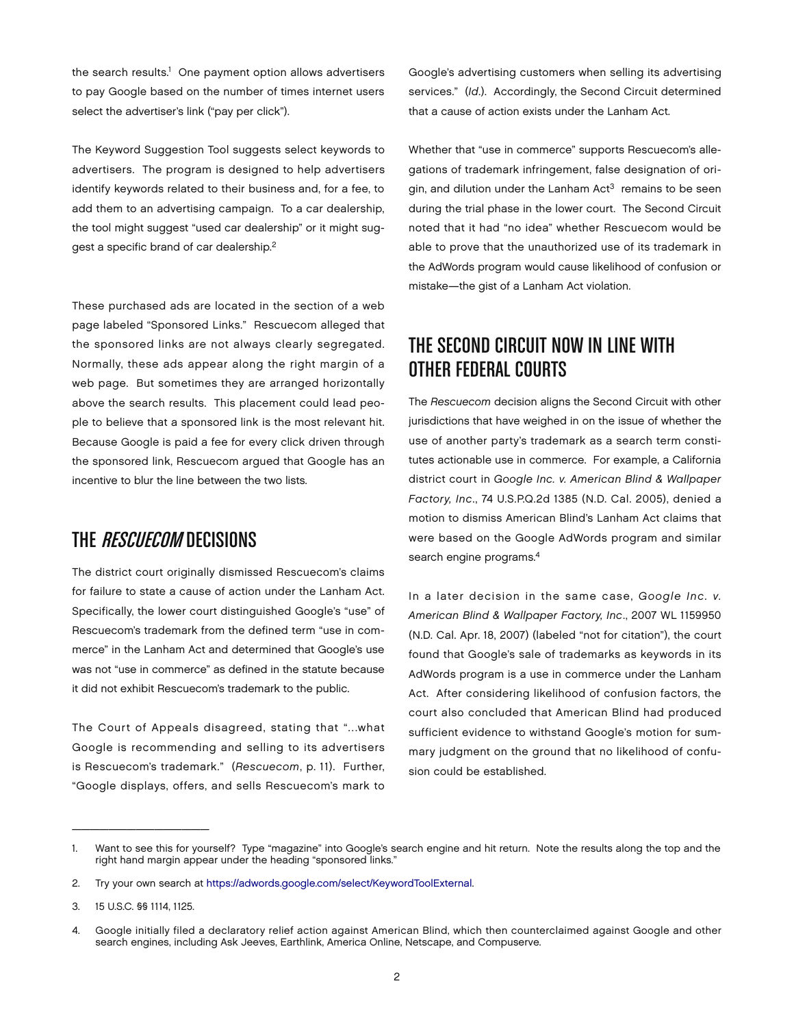the search results.[1] One payment option allows advertisers to pay Google based on the number of times internet users select the advertiser's link ("pay per click").

The Keyword Suggestion Tool suggests select keywords to advertisers. The program is designed to help advertisers identify keywords related to their business and, for a fee, to add them to an advertising campaign. To a car dealership, the tool might suggest "used car dealership" or it might suggest a specific brand of car dealership.[2]

These purchased ads are located in the section of a web page labeled "Sponsored Links." Rescuecom alleged that the sponsored links are not always clearly segregated. Normally, these ads appear along the right margin of a web page. But sometimes they are arranged horizontally above the search results. This placement could lead people to believe that a sponsored link is the most relevant hit. Because Google is paid a fee for every click driven through the sponsored link, Rescuecom argued that Google has an incentive to blur the line between the two lists.

## THE *RESCUECOM* DECISIONS

The district court originally dismissed Rescuecom's claims for failure to state a cause of action under the Lanham Act. Specifically, the lower court distinguished Google's "use" of Rescuecom's trademark from the defined term "use in commerce" in the Lanham Act and determined that Google's use was not "use in commerce" as defined in the statute because it did not exhibit Rescuecom's trademark to the public.

The Court of Appeals disagreed, stating that "...what Google is recommending and selling to its advertisers is Rescuecom's trademark." (*Rescuecom*, p. 11). Further, "Google displays, offers, and sells Rescuecom's mark to Google's advertising customers when selling its advertising services." (*Id.*). Accordingly, the Second Circuit determined that a cause of action exists under the Lanham Act.

Whether that "use in commerce" supports Rescuecom's allegations of trademark infringement, false designation of origin, and dilution under the Lanham Act[3] remains to be seen during the trial phase in the lower court. The Second Circuit noted that it had "no idea" whether Rescuecom would be able to prove that the unauthorized use of its trademark in the AdWords program would cause likelihood of confusion or mistake—the gist of a Lanham Act violation.

## THE SECOND CIRCUIT NOW IN LINE WITH OTHER FEDERAL COURTS

The *Rescuecom* decision aligns the Second Circuit with other jurisdictions that have weighed in on the issue of whether the use of another party's trademark as a search term constitutes actionable use in commerce. For example, a California district court in *Google Inc. v. American Blind & Wallpaper Factory, Inc.*, 74 U.S.P.Q.2d 1385 (N.D. Cal. 2005), denied a motion to dismiss American Blind's Lanham Act claims that were based on the Google AdWords program and similar search engine programs.[4]

In a later decision in the same case, *Google Inc. v. American Blind & Wallpaper Factory, Inc.*, 2007 WL 1159950 (N.D. Cal. Apr. 18, 2007) (labeled "not for citation"), the court found that Google's sale of trademarks as keywords in its AdWords program is a use in commerce under the Lanham Act. After considering likelihood of confusion factors, the court also concluded that American Blind had produced sufficient evidence to withstand Google's motion for summary judgment on the ground that no likelihood of confusion could be established.

---

1. Want to see this for yourself? Type "magazine" into Google's search engine and hit return. Note the results along the top and the right hand margin appear under the heading "sponsored links."
2. Try your own search at https://adwords.google.com/select/KeywordToolExternal.
3. 15 U.S.C. §§ 1114, 1125.
4. Google initially filed a declaratory relief action against American Blind, which then counterclaimed against Google and other search engines, including Ask Jeeves, Earthlink, America Online, Netscape, and Compuserve.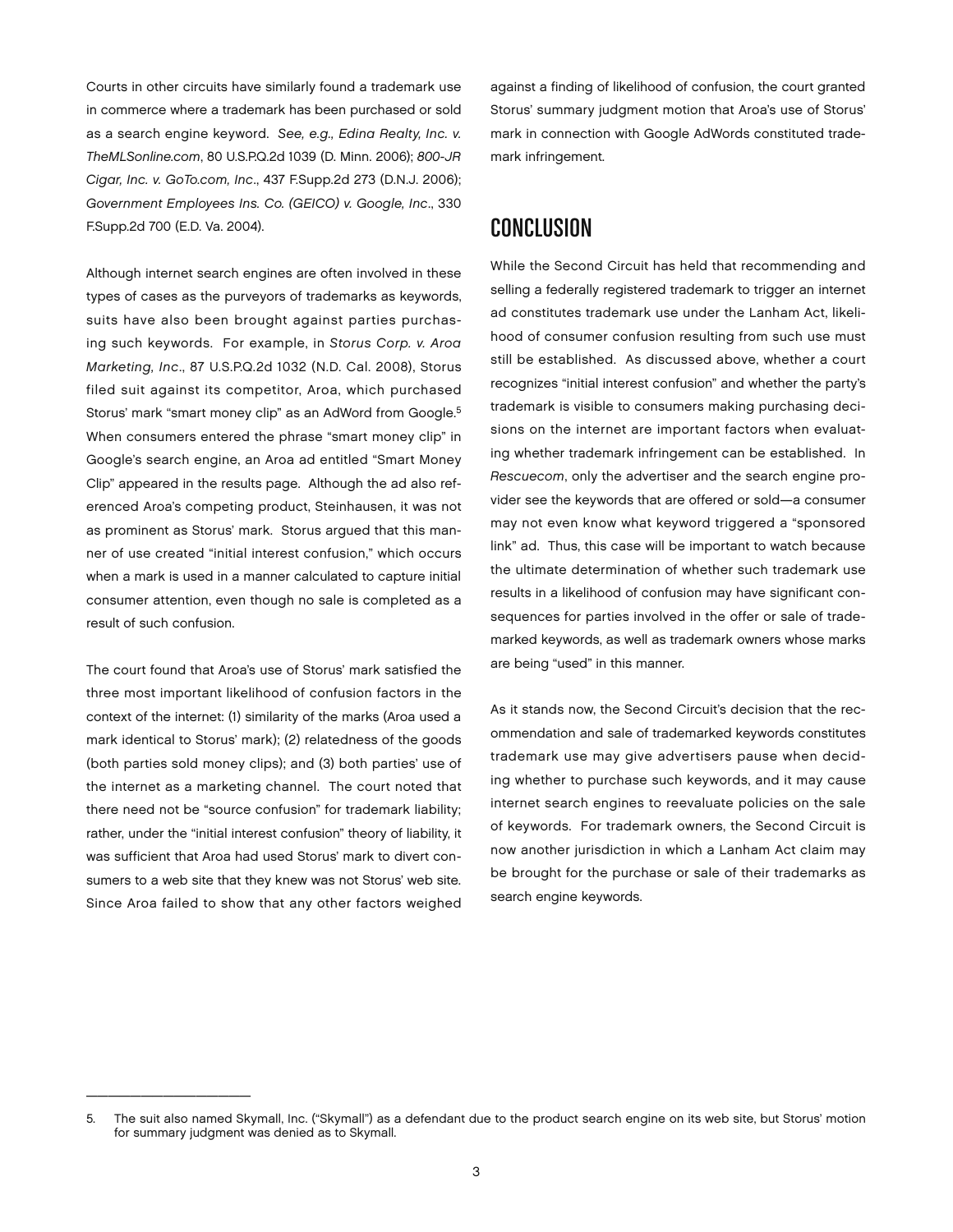Courts in other circuits have similarly found a trademark use in commerce where a trademark has been purchased or sold as a search engine keyword. *See, e.g., Edina Realty, Inc. v. TheMLSonline.com*, 80 U.S.P.Q.2d 1039 (D. Minn. 2006); *800-JR Cigar, Inc. v. GoTo.com, Inc*., 437 F.Supp.2d 273 (D.N.J. 2006); *Government Employees Ins. Co. (GEICO) v. Google, Inc*., 330 F.Supp.2d 700 (E.D. Va. 2004).

Although internet search engines are often involved in these types of cases as the purveyors of trademarks as keywords, suits have also been brought against parties purchasing such keywords. For example, in *Storus Corp. v. Aroa Marketing, Inc*., 87 U.S.P.Q.2d 1032 (N.D. Cal. 2008), Storus filed suit against its competitor, Aroa, which purchased Storus' mark "smart money clip" as an AdWord from Google.[5] When consumers entered the phrase "smart money clip" in Google's search engine, an Aroa ad entitled "Smart Money Clip" appeared in the results page. Although the ad also referenced Aroa's competing product, Steinhausen, it was not as prominent as Storus' mark. Storus argued that this manner of use created "initial interest confusion," which occurs when a mark is used in a manner calculated to capture initial consumer attention, even though no sale is completed as a result of such confusion.

The court found that Aroa's use of Storus' mark satisfied the three most important likelihood of confusion factors in the context of the internet: (1) similarity of the marks (Aroa used a mark identical to Storus' mark); (2) relatedness of the goods (both parties sold money clips); and (3) both parties' use of the internet as a marketing channel. The court noted that there need not be "source confusion" for trademark liability; rather, under the "initial interest confusion" theory of liability, it was sufficient that Aroa had used Storus' mark to divert consumers to a web site that they knew was not Storus' web site. Since Aroa failed to show that any other factors weighed against a finding of likelihood of confusion, the court granted Storus' summary judgment motion that Aroa's use of Storus' mark in connection with Google AdWords constituted trademark infringement.

## CONCLUSION

While the Second Circuit has held that recommending and selling a federally registered trademark to trigger an internet ad constitutes trademark use under the Lanham Act, likelihood of consumer confusion resulting from such use must still be established. As discussed above, whether a court recognizes "initial interest confusion" and whether the party's trademark is visible to consumers making purchasing decisions on the internet are important factors when evaluating whether trademark infringement can be established. In *Rescuecom*, only the advertiser and the search engine provider see the keywords that are offered or sold—a consumer may not even know what keyword triggered a "sponsored link" ad. Thus, this case will be important to watch because the ultimate determination of whether such trademark use results in a likelihood of confusion may have significant consequences for parties involved in the offer or sale of trademarked keywords, as well as trademark owners whose marks are being "used" in this manner.

As it stands now, the Second Circuit's decision that the recommendation and sale of trademarked keywords constitutes trademark use may give advertisers pause when deciding whether to purchase such keywords, and it may cause internet search engines to reevaluate policies on the sale of keywords. For trademark owners, the Second Circuit is now another jurisdiction in which a Lanham Act claim may be brought for the purchase or sale of their trademarks as search engine keywords.

---

5. The suit also named Skymall, Inc. ("Skymall") as a defendant due to the product search engine on its web site, but Storus' motion for summary judgment was denied as to Skymall.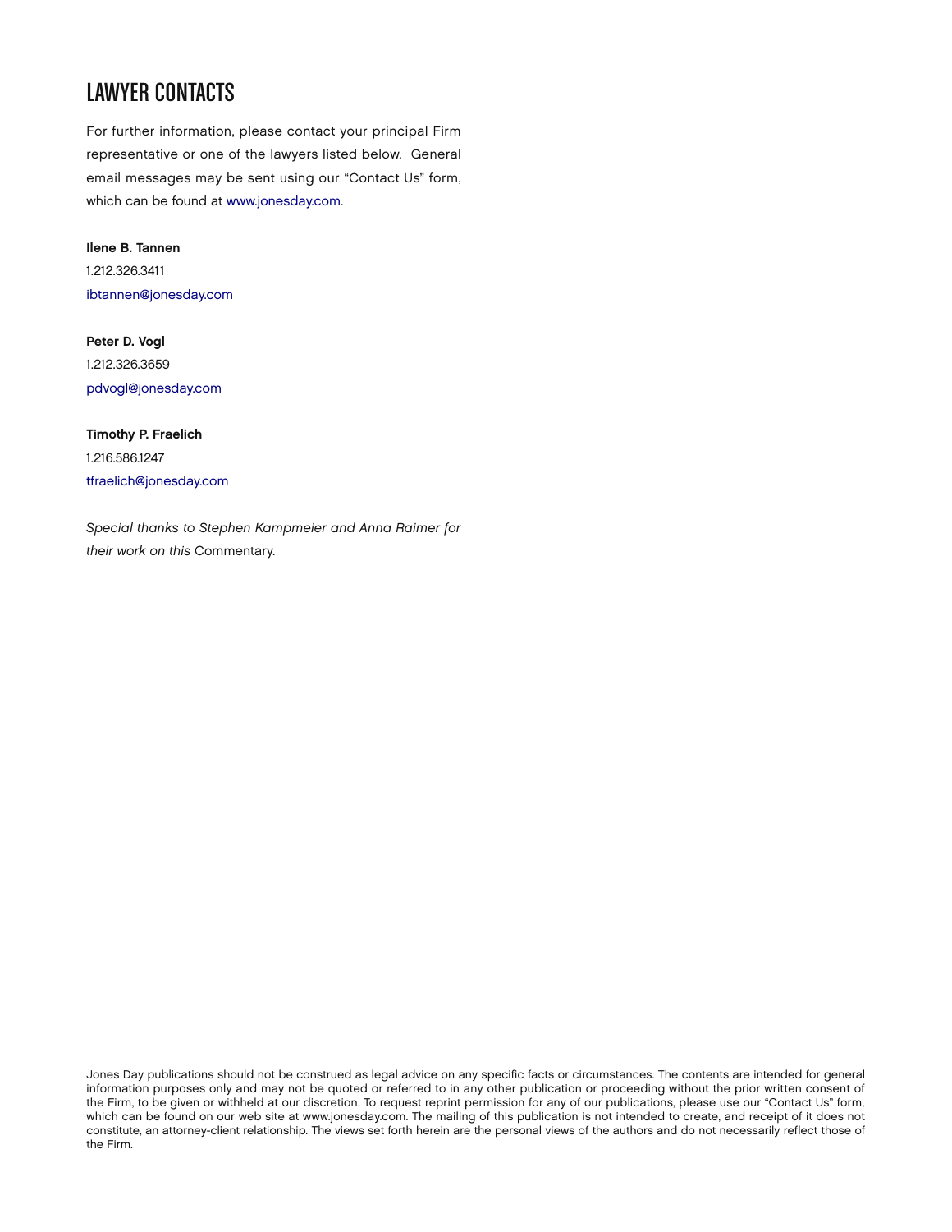## LAWYER CONTACTS

For further information, please contact your principal Firm representative or one of the lawyers listed below. General email messages may be sent using our "Contact Us" form, which can be found at www.jonesday.com.

**Ilene B. Tannen**
1.212.326.3411
ibtannen@jonesday.com

**Peter D. Vogl**
1.212.326.3659
pdvogl@jonesday.com

**Timothy P. Fraelich**
1.216.586.1247
tfraelich@jonesday.com

*Special thanks to Stephen Kampmeier and Anna Raimer for their work on this* Commentary.

Jones Day publications should not be construed as legal advice on any specific facts or circumstances. The contents are intended for general information purposes only and may not be quoted or referred to in any other publication or proceeding without the prior written consent of the Firm, to be given or withheld at our discretion. To request reprint permission for any of our publications, please use our "Contact Us" form, which can be found on our web site at www.jonesday.com. The mailing of this publication is not intended to create, and receipt of it does not constitute, an attorney-client relationship. The views set forth herein are the personal views of the authors and do not necessarily reflect those of the Firm.